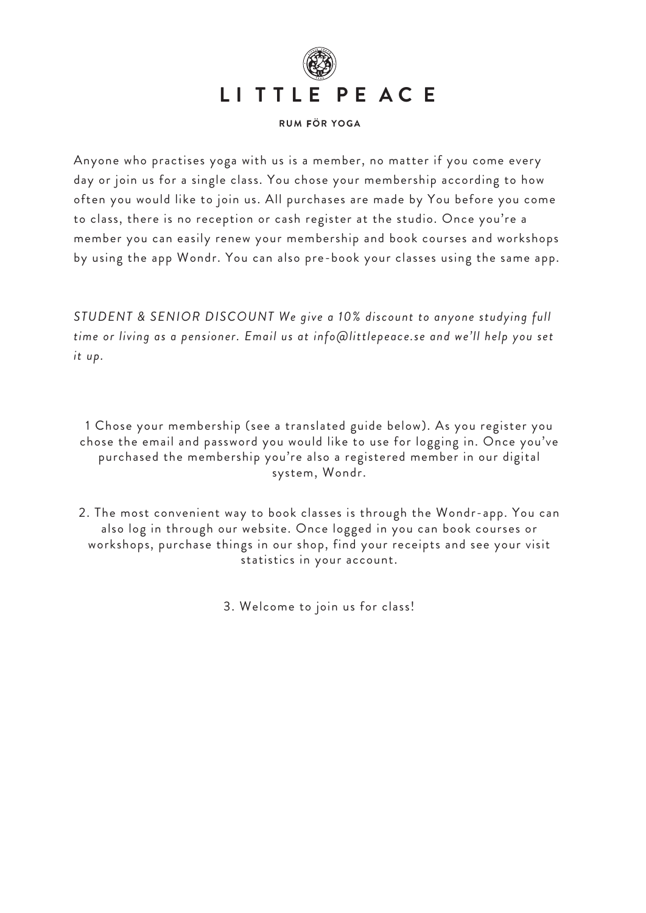# LI TTLE PE AC E

**RUM FÖR YOGA**

Anyone who practises yoga with us is a member, no matter if you come every day or join us for a single class. You chose your membership according to how often you would like to join us. All purchases are made by You before you come to class, there is no reception or cash register at the studio. Once you're a member you can easily renew your membership and book courses and workshops by using the app Wondr. You can also pre-book your classes using the same app.

*STUDENT & SENIOR DISCOUNT We give a 10% discount to anyone studying full time or living as a pensioner. Email us at info@littlepeace.se and we'll help you set it up.*

1 Chose your membership (see a translated guide below). As you register you chose the email and password you would like to use for logging in. Once you've purchased the membership you're also a registered member in our digital system, Wondr.

2. The most convenient way to book classes is through the Wondr-app. You can also log in through our website. Once logged in you can book courses or workshops, purchase things in our shop, find your receipts and see your visit statistics in your account.

3. Welcome to join us for class!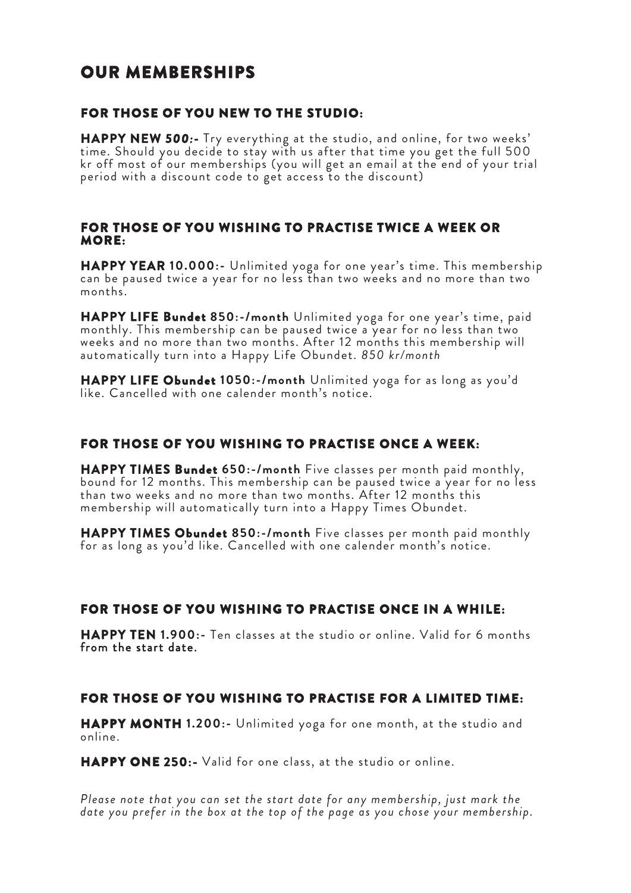# OUR MEMBERSHIPS

## FOR THOSE OF YOU NEW TO THE STUDIO:

**HAPPY NEW** ***500:-*** Try everything at the studio, and online, for two weeks' time. Should you decide to stay with us after that time you get the full 500 kr off most of our memberships (you will get an email at the end of your trial period with a discount code to get access to the discount)

## FOR THOSE OF YOU WISHING TO PRACTISE TWICE A WEEK OR MORE:

**HAPPY YEAR 10.000:-** Unlimited yoga for one year's time. This membership can be paused twice a year for no less than two weeks and no more than two months.

**HAPPY LIFE Bundet 850:-/month** Unlimited yoga for one year's time, paid monthly. This membership can be paused twice a year for no less than two weeks and no more than two months. After 12 months this membership will automatically turn into a Happy Life Obundet. *850 kr/month*

**HAPPY LIFE Obundet 1050:-/month** Unlimited yoga for as long as you'd like. Cancelled with one calender month's notice.

## FOR THOSE OF YOU WISHING TO PRACTISE ONCE A WEEK:

**HAPPY TIMES Bundet 650:-/month** Five classes per month paid monthly, bound for 12 months. This membership can be paused twice a year for no less than two weeks and no more than two months. After 12 months this membership will automatically turn into a Happy Times Obundet.

**HAPPY TIMES Obundet 850:-/month** Five classes per month paid monthly for as long as you'd like. Cancelled with one calender month's notice.

## FOR THOSE OF YOU WISHING TO PRACTISE ONCE IN A WHILE:

**HAPPY TEN 1.900:-** Ten classes at the studio or online. Valid for 6 months **from the start date.**

## FOR THOSE OF YOU WISHING TO PRACTISE FOR A LIMITED TIME:

**HAPPY MONTH 1.200:-** Unlimited yoga for one month, at the studio and online.

**HAPPY ONE 250:-** Valid for one class, at the studio or online.

*Please note that you can set the start date for any membership, just mark the date you prefer in the box at the top of the page as you chose your membership.*